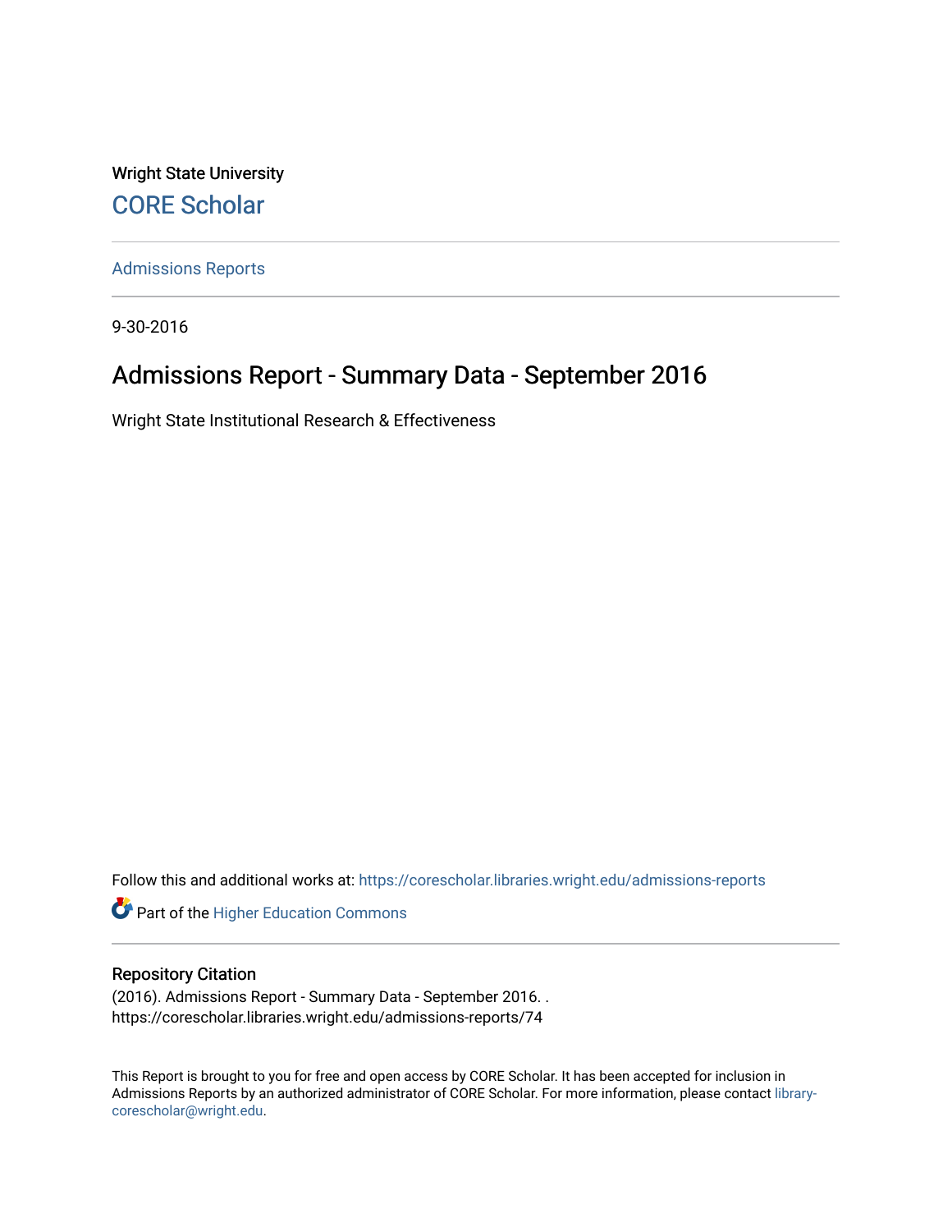Wright State University

CORE Scholar

Admissions Reports

9-30-2016

# Admissions Report - Summary Data - September 2016

Wright State Institutional Research & Effectiveness

Follow this and additional works at: https://corescholar.libraries.wright.edu/admissions-reports

Part of the Higher Education Commons

## Repository Citation

(2016). Admissions Report - Summary Data - September 2016. .
https://corescholar.libraries.wright.edu/admissions-reports/74

This Report is brought to you for free and open access by CORE Scholar. It has been accepted for inclusion in Admissions Reports by an authorized administrator of CORE Scholar. For more information, please contact library-corescholar@wright.edu.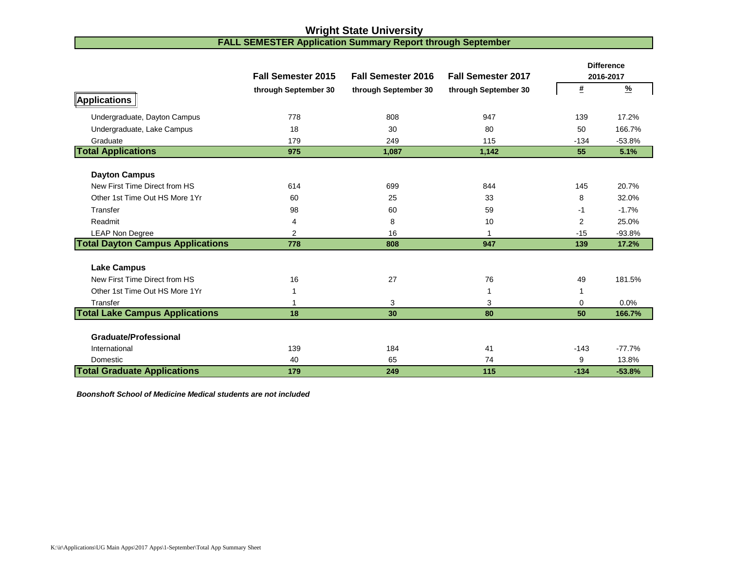# Wright State University

## FALL SEMESTER Application Summary Report through September

| | Fall Semester 2015 through September 30 | Fall Semester 2016 through September 30 | Fall Semester 2017 through September 30 | Difference 2016-2017 # | Difference 2016-2017 % |
|---|---|---|---|---|---|
| **Applications** | | | | | |
| Undergraduate, Dayton Campus | 778 | 808 | 947 | 139 | 17.2% |
| Undergraduate, Lake Campus | 18 | 30 | 80 | 50 | 166.7% |
| Graduate | 179 | 249 | 115 | -134 | -53.8% |
| **Total Applications** | **975** | **1,087** | **1,142** | **55** | **5.1%** |
| **Dayton Campus** | | | | | |
| New First Time Direct from HS | 614 | 699 | 844 | 145 | 20.7% |
| Other 1st Time Out HS More 1Yr | 60 | 25 | 33 | 8 | 32.0% |
| Transfer | 98 | 60 | 59 | -1 | -1.7% |
| Readmit | 4 | 8 | 10 | 2 | 25.0% |
| LEAP Non Degree | 2 | 16 | 1 | -15 | -93.8% |
| **Total Dayton Campus Applications** | **778** | **808** | **947** | **139** | **17.2%** |
| **Lake Campus** | | | | | |
| New First Time Direct from HS | 16 | 27 | 76 | 49 | 181.5% |
| Other 1st Time Out HS More 1Yr | 1 | | 1 | 1 | |
| Transfer | 1 | 3 | 3 | 0 | 0.0% |
| **Total Lake Campus Applications** | **18** | **30** | **80** | **50** | **166.7%** |
| **Graduate/Professional** | | | | | |
| International | 139 | 184 | 41 | -143 | -77.7% |
| Domestic | 40 | 65 | 74 | 9 | 13.8% |
| **Total Graduate Applications** | **179** | **249** | **115** | **-134** | **-53.8%** |

***Boonshoft School of Medicine Medical students are not included***

K:\ir\Applications\UG Main Apps\2017 Apps\1-September\Total App Summary Sheet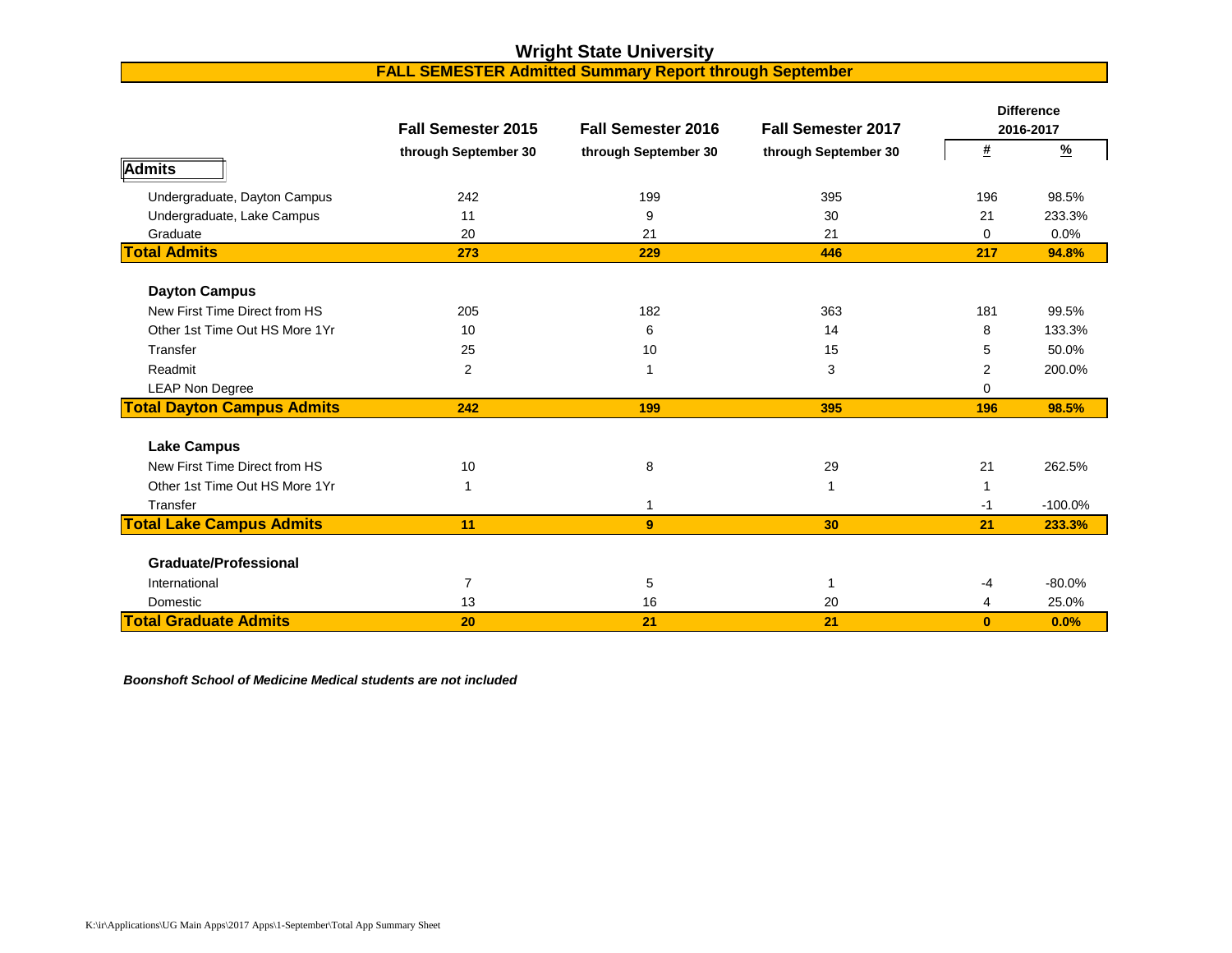# Wright State University

## FALL SEMESTER Admitted Summary Report through September

| | Fall Semester 2015 | Fall Semester 2016 | Fall Semester 2017 | Difference 2016-2017 | |
|---|---|---|---|---|---|
| | through September 30 | through September 30 | through September 30 | # | % |
| **Admits** | | | | | |
| Undergraduate, Dayton Campus | 242 | 199 | 395 | 196 | 98.5% |
| Undergraduate, Lake Campus | 11 | 9 | 30 | 21 | 233.3% |
| Graduate | 20 | 21 | 21 | 0 | 0.0% |
| **Total Admits** | **273** | **229** | **446** | **217** | **94.8%** |
| **Dayton Campus** | | | | | |
| New First Time Direct from HS | 205 | 182 | 363 | 181 | 99.5% |
| Other 1st Time Out HS More 1Yr | 10 | 6 | 14 | 8 | 133.3% |
| Transfer | 25 | 10 | 15 | 5 | 50.0% |
| Readmit | 2 | 1 | 3 | 2 | 200.0% |
| LEAP Non Degree | | | | 0 | |
| **Total Dayton Campus Admits** | **242** | **199** | **395** | **196** | **98.5%** |
| **Lake Campus** | | | | | |
| New First Time Direct from HS | 10 | 8 | 29 | 21 | 262.5% |
| Other 1st Time Out HS More 1Yr | 1 | | 1 | 1 | |
| Transfer | | 1 | | -1 | -100.0% |
| **Total Lake Campus Admits** | **11** | **9** | **30** | **21** | **233.3%** |
| **Graduate/Professional** | | | | | |
| International | 7 | 5 | 1 | -4 | -80.0% |
| Domestic | 13 | 16 | 20 | 4 | 25.0% |
| **Total Graduate Admits** | **20** | **21** | **21** | **0** | **0.0%** |

***Boonshoft School of Medicine Medical students are not included***

K:\ir\Applications\UG Main Apps\2017 Apps\1-September\Total App Summary Sheet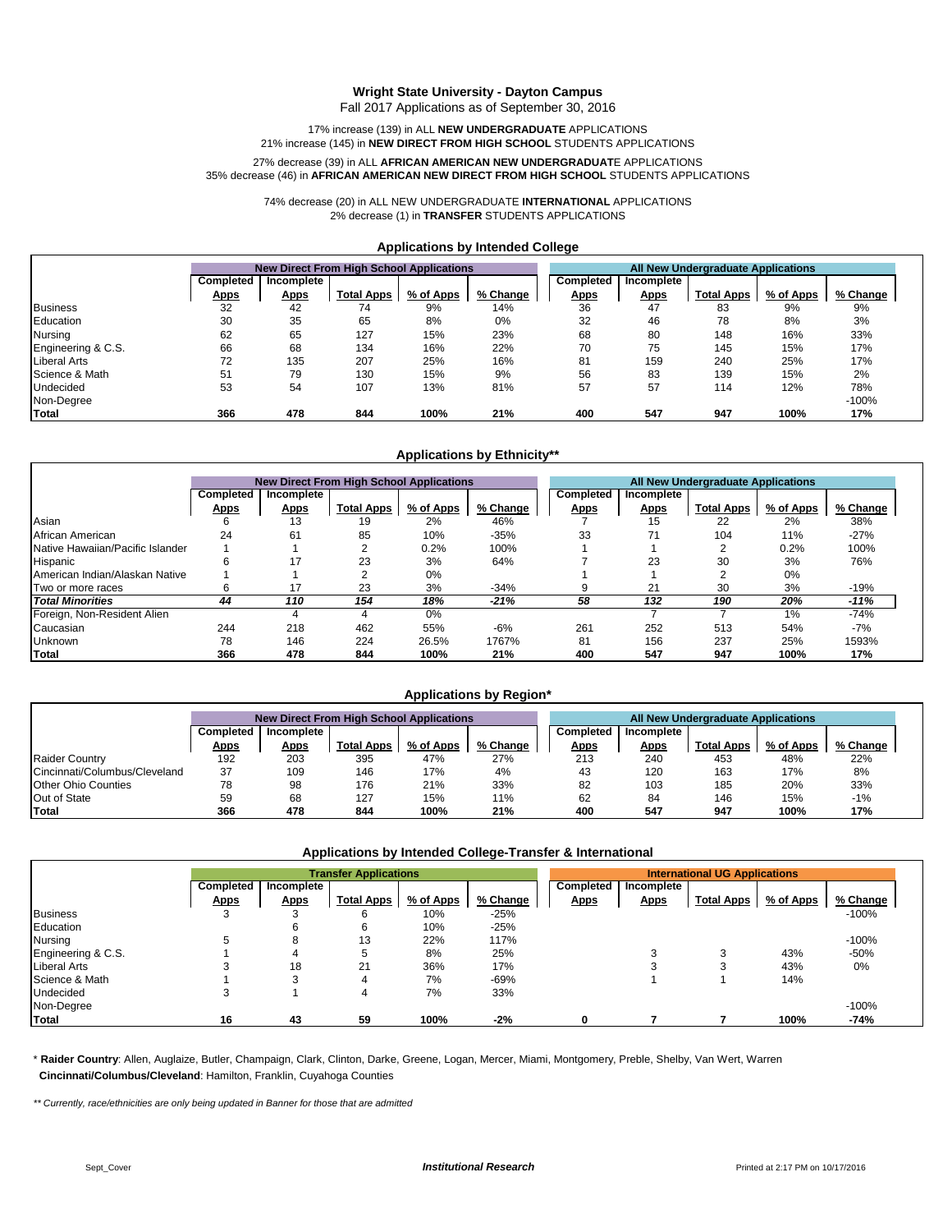# Wright State University - Dayton Campus

Fall 2017 Applications as of September 30, 2016

17% increase (139) in ALL **NEW UNDERGRADUATE** APPLICATIONS
21% increase (145) in **NEW DIRECT FROM HIGH SCHOOL** STUDENTS APPLICATIONS

27% decrease (39) in ALL **AFRICAN AMERICAN NEW UNDERGRADUAT**E APPLICATIONS
35% decrease (46) in **AFRICAN AMERICAN NEW DIRECT FROM HIGH SCHOOL** STUDENTS APPLICATIONS

74% decrease (20) in ALL NEW UNDERGRADUATE **INTERNATIONAL** APPLICATIONS
2% decrease (1) in **TRANSFER** STUDENTS APPLICATIONS

## Applications by Intended College

| | New Direct From High School Applications | | | | | All New Undergraduate Applications | | | | |
|---|---|---|---|---|---|---|---|---|---|---|
| | Completed Apps | Incomplete Apps | Total Apps | % of Apps | % Change | Completed Apps | Incomplete Apps | Total Apps | % of Apps | % Change |
| Business | 32 | 42 | 74 | 9% | 14% | 36 | 47 | 83 | 9% | 9% |
| Education | 30 | 35 | 65 | 8% | 0% | 32 | 46 | 78 | 8% | 3% |
| Nursing | 62 | 65 | 127 | 15% | 23% | 68 | 80 | 148 | 16% | 33% |
| Engineering & C.S. | 66 | 68 | 134 | 16% | 22% | 70 | 75 | 145 | 15% | 17% |
| Liberal Arts | 72 | 135 | 207 | 25% | 16% | 81 | 159 | 240 | 25% | 17% |
| Science & Math | 51 | 79 | 130 | 15% | 9% | 56 | 83 | 139 | 15% | 2% |
| Undecided | 53 | 54 | 107 | 13% | 81% | 57 | 57 | 114 | 12% | 78% |
| Non-Degree | | | | | | | | | | -100% |
| **Total** | **366** | **478** | **844** | **100%** | **21%** | **400** | **547** | **947** | **100%** | **17%** |

## Applications by Ethnicity**

| | New Direct From High School Applications | | | | | All New Undergraduate Applications | | | | |
|---|---|---|---|---|---|---|---|---|---|---|
| | Completed Apps | Incomplete Apps | Total Apps | % of Apps | % Change | Completed Apps | Incomplete Apps | Total Apps | % of Apps | % Change |
| Asian | 6 | 13 | 19 | 2% | 46% | 7 | 15 | 22 | 2% | 38% |
| African American | 24 | 61 | 85 | 10% | -35% | 33 | 71 | 104 | 11% | -27% |
| Native Hawaiian/Pacific Islander | 1 | 1 | 2 | 0.2% | 100% | 1 | 1 | 2 | 0.2% | 100% |
| Hispanic | 6 | 17 | 23 | 3% | 64% | 7 | 23 | 30 | 3% | 76% |
| American Indian/Alaskan Native | 1 | 1 | 2 | 0% | | 1 | 1 | 2 | 0% | |
| Two or more races | 6 | 17 | 23 | 3% | -34% | 9 | 21 | 30 | 3% | -19% |
| ***Total Minorities*** | ***44*** | ***110*** | ***154*** | ***18%*** | ***-21%*** | ***58*** | ***132*** | ***190*** | ***20%*** | ***-11%*** |
| Foreign, Non-Resident Alien | | 4 | 4 | 0% | | | 7 | 7 | 1% | -74% |
| Caucasian | 244 | 218 | 462 | 55% | -6% | 261 | 252 | 513 | 54% | -7% |
| Unknown | 78 | 146 | 224 | 26.5% | 1767% | 81 | 156 | 237 | 25% | 1593% |
| **Total** | **366** | **478** | **844** | **100%** | **21%** | **400** | **547** | **947** | **100%** | **17%** |

## Applications by Region*

| | New Direct From High School Applications | | | | | All New Undergraduate Applications | | | | |
|---|---|---|---|---|---|---|---|---|---|---|
| | Completed Apps | Incomplete Apps | Total Apps | % of Apps | % Change | Completed Apps | Incomplete Apps | Total Apps | % of Apps | % Change |
| Raider Country | 192 | 203 | 395 | 47% | 27% | 213 | 240 | 453 | 48% | 22% |
| Cincinnati/Columbus/Cleveland | 37 | 109 | 146 | 17% | 4% | 43 | 120 | 163 | 17% | 8% |
| Other Ohio Counties | 78 | 98 | 176 | 21% | 33% | 82 | 103 | 185 | 20% | 33% |
| Out of State | 59 | 68 | 127 | 15% | 11% | 62 | 84 | 146 | 15% | -1% |
| **Total** | **366** | **478** | **844** | **100%** | **21%** | **400** | **547** | **947** | **100%** | **17%** |

## Applications by Intended College-Transfer & International

| | Transfer Applications | | | | | International UG Applications | | | | |
|---|---|---|---|---|---|---|---|---|---|---|
| | Completed Apps | Incomplete Apps | Total Apps | % of Apps | % Change | Completed Apps | Incomplete Apps | Total Apps | % of Apps | % Change |
| Business | 3 | 3 | 6 | 10% | -25% | | | | | -100% |
| Education | | 6 | 6 | 10% | -25% | | | | | |
| Nursing | 5 | 8 | 13 | 22% | 117% | | | | | -100% |
| Engineering & C.S. | 1 | 4 | 5 | 8% | 25% | | 3 | 3 | 43% | -50% |
| Liberal Arts | 3 | 18 | 21 | 36% | 17% | | 3 | 3 | 43% | 0% |
| Science & Math | 1 | 3 | 4 | 7% | -69% | | 1 | 1 | 14% | |
| Undecided | 3 | 1 | 4 | 7% | 33% | | | | | |
| Non-Degree | | | | | | | | | | -100% |
| **Total** | **16** | **43** | **59** | **100%** | **-2%** | **0** | **7** | **7** | **100%** | **-74%** |

\* **Raider Country**: Allen, Auglaize, Butler, Champaign, Clark, Clinton, Darke, Greene, Logan, Mercer, Miami, Montgomery, Preble, Shelby, Van Wert, Warren
**Cincinnati/Columbus/Cleveland**: Hamilton, Franklin, Cuyahoga Counties

*** Currently, race/ethnicities are only being updated in Banner for those that are admitted*

Sept_Cover | ***Institutional Research*** | Printed at 2:17 PM on 10/17/2016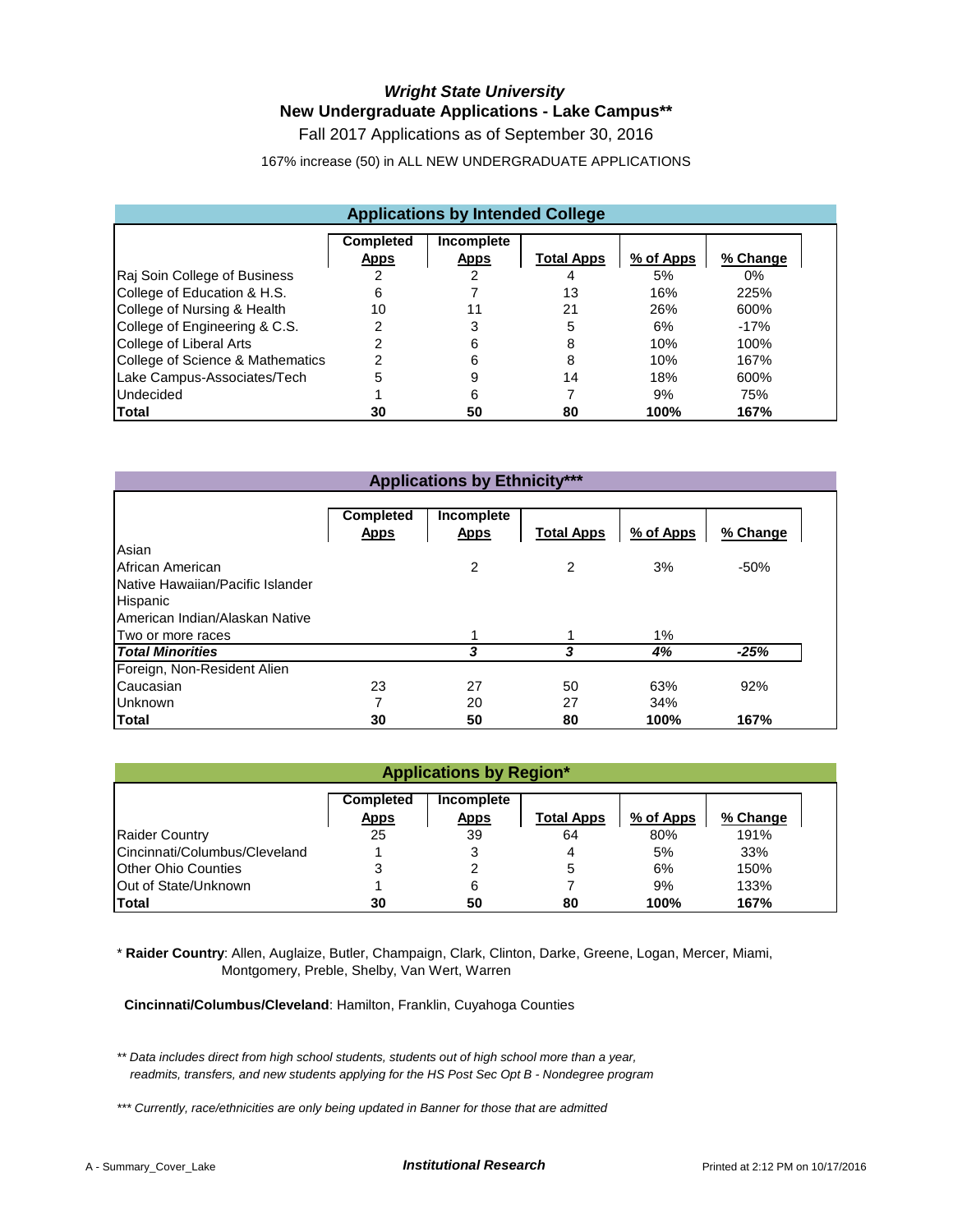# *Wright State University*

## New Undergraduate Applications - Lake Campus**

Fall 2017 Applications as of September 30, 2016

167% increase (50) in ALL NEW UNDERGRADUATE APPLICATIONS

### Applications by Intended College

| | Completed Apps | Incomplete Apps | Total Apps | % of Apps | % Change |
|---|---|---|---|---|---|
| Raj Soin College of Business | 2 | 2 | 4 | 5% | 0% |
| College of Education & H.S. | 6 | 7 | 13 | 16% | 225% |
| College of Nursing & Health | 10 | 11 | 21 | 26% | 600% |
| College of Engineering & C.S. | 2 | 3 | 5 | 6% | -17% |
| College of Liberal Arts | 2 | 6 | 8 | 10% | 100% |
| College of Science & Mathematics | 2 | 6 | 8 | 10% | 167% |
| Lake Campus-Associates/Tech | 5 | 9 | 14 | 18% | 600% |
| Undecided | 1 | 6 | 7 | 9% | 75% |
| **Total** | **30** | **50** | **80** | **100%** | **167%** |

### Applications by Ethnicity***

| | Completed Apps | Incomplete Apps | Total Apps | % of Apps | % Change |
|---|---|---|---|---|---|
| Asian | | | | | |
| African American | | 2 | 2 | 3% | -50% |
| Native Hawaiian/Pacific Islander | | | | | |
| Hispanic | | | | | |
| American Indian/Alaskan Native | | | | | |
| Two or more races | | 1 | 1 | 1% | |
| ***Total Minorities*** | | ***3*** | ***3*** | ***4%*** | ***-25%*** |
| Foreign, Non-Resident Alien | | | | | |
| Caucasian | 23 | 27 | 50 | 63% | 92% |
| Unknown | 7 | 20 | 27 | 34% | |
| **Total** | **30** | **50** | **80** | **100%** | **167%** |

### Applications by Region*

| | Completed Apps | Incomplete Apps | Total Apps | % of Apps | % Change |
|---|---|---|---|---|---|
| Raider Country | 25 | 39 | 64 | 80% | 191% |
| Cincinnati/Columbus/Cleveland | 1 | 3 | 4 | 5% | 33% |
| Other Ohio Counties | 3 | 2 | 5 | 6% | 150% |
| Out of State/Unknown | 1 | 6 | 7 | 9% | 133% |
| **Total** | **30** | **50** | **80** | **100%** | **167%** |

* **Raider Country**: Allen, Auglaize, Butler, Champaign, Clark, Clinton, Darke, Greene, Logan, Mercer, Miami, Montgomery, Preble, Shelby, Van Wert, Warren

**Cincinnati/Columbus/Cleveland**: Hamilton, Franklin, Cuyahoga Counties

*** Data includes direct from high school students, students out of high school more than a year, readmits, transfers, and new students applying for the HS Post Sec Opt B - Nondegree program*

**** Currently, race/ethnicities are only being updated in Banner for those that are admitted*

A - Summary_Cover_Lake — ***Institutional Research*** — Printed at 2:12 PM on 10/17/2016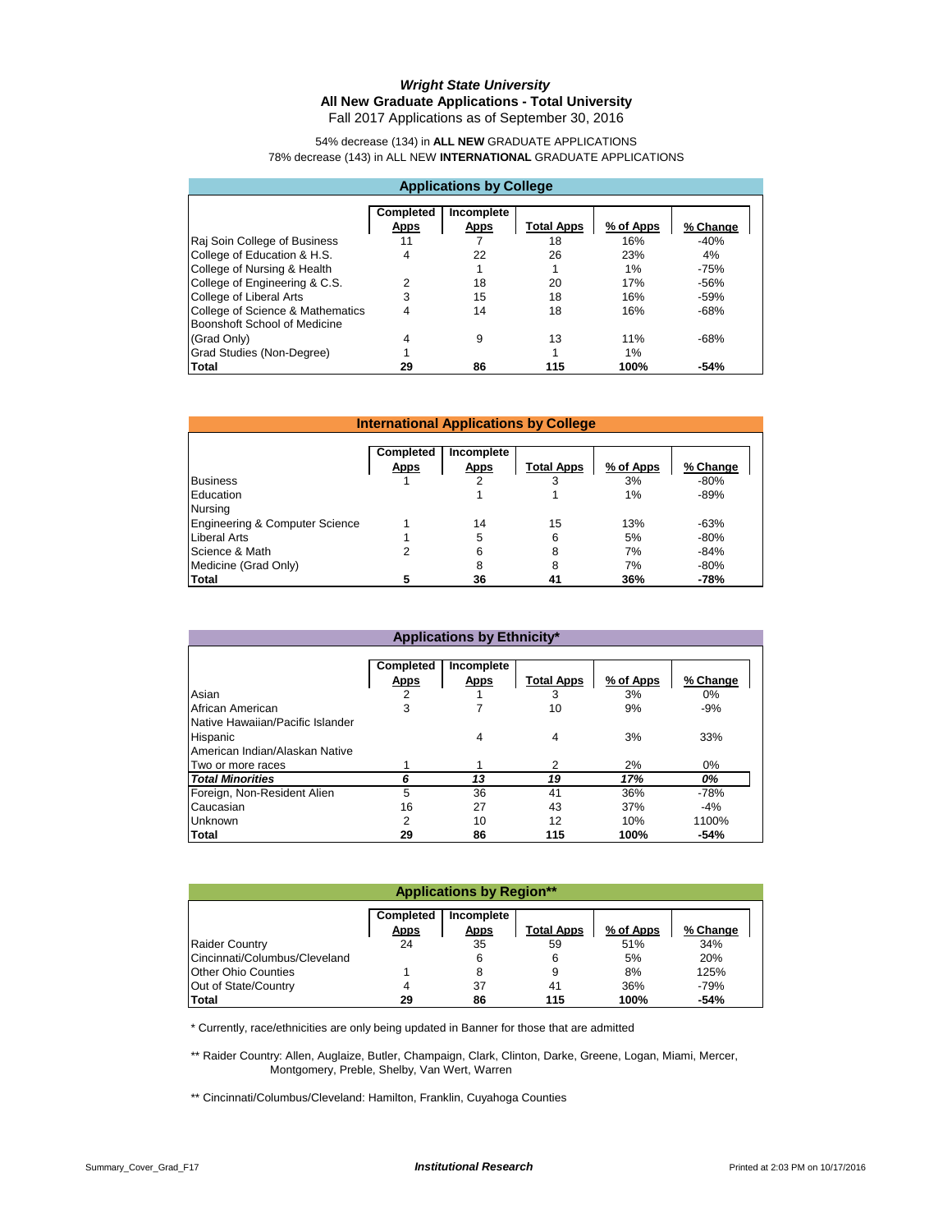***Wright State University***

**All New Graduate Applications - Total University**

Fall 2017 Applications as of September 30, 2016

54% decrease (134) in **ALL NEW** GRADUATE APPLICATIONS

78% decrease (143) in ALL NEW **INTERNATIONAL** GRADUATE APPLICATIONS

**Applications by College**

| | Completed Apps | Incomplete Apps | Total Apps | % of Apps | % Change |
|---|---|---|---|---|---|
| Raj Soin College of Business | 11 | 7 | 18 | 16% | -40% |
| College of Education & H.S. | 4 | 22 | 26 | 23% | 4% |
| College of Nursing & Health | | 1 | 1 | 1% | -75% |
| College of Engineering & C.S. | 2 | 18 | 20 | 17% | -56% |
| College of Liberal Arts | 3 | 15 | 18 | 16% | -59% |
| College of Science & Mathematics | 4 | 14 | 18 | 16% | -68% |
| Boonshoft School of Medicine (Grad Only) | 4 | 9 | 13 | 11% | -68% |
| Grad Studies (Non-Degree) | 1 | | 1 | 1% | |
| **Total** | **29** | **86** | **115** | **100%** | **-54%** |

**International Applications by College**

| | Completed Apps | Incomplete Apps | Total Apps | % of Apps | % Change |
|---|---|---|---|---|---|
| Business | 1 | 2 | 3 | 3% | -80% |
| Education | | 1 | 1 | 1% | -89% |
| Nursing | | | | | |
| Engineering & Computer Science | 1 | 14 | 15 | 13% | -63% |
| Liberal Arts | 1 | 5 | 6 | 5% | -80% |
| Science & Math | 2 | 6 | 8 | 7% | -84% |
| Medicine (Grad Only) | | 8 | 8 | 7% | -80% |
| **Total** | **5** | **36** | **41** | **36%** | **-78%** |

**Applications by Ethnicity***

| | Completed Apps | Incomplete Apps | Total Apps | % of Apps | % Change |
|---|---|---|---|---|---|
| Asian | 2 | 1 | 3 | 3% | 0% |
| African American | 3 | 7 | 10 | 9% | -9% |
| Native Hawaiian/Pacific Islander | | | | | |
| Hispanic | | 4 | 4 | 3% | 33% |
| American Indian/Alaskan Native | | | | | |
| Two or more races | 1 | 1 | 2 | 2% | 0% |
| ***Total Minorities*** | ***6*** | ***13*** | ***19*** | ***17%*** | ***0%*** |
| Foreign, Non-Resident Alien | 5 | 36 | 41 | 36% | -78% |
| Caucasian | 16 | 27 | 43 | 37% | -4% |
| Unknown | 2 | 10 | 12 | 10% | 1100% |
| **Total** | **29** | **86** | **115** | **100%** | **-54%** |

**Applications by Region****

| | Completed Apps | Incomplete Apps | Total Apps | % of Apps | % Change |
|---|---|---|---|---|---|
| Raider Country | 24 | 35 | 59 | 51% | 34% |
| Cincinnati/Columbus/Cleveland | | 6 | 6 | 5% | 20% |
| Other Ohio Counties | 1 | 8 | 9 | 8% | 125% |
| Out of State/Country | 4 | 37 | 41 | 36% | -79% |
| **Total** | **29** | **86** | **115** | **100%** | **-54%** |

\* Currently, race/ethnicities are only being updated in Banner for those that are admitted

** Raider Country: Allen, Auglaize, Butler, Champaign, Clark, Clinton, Darke, Greene, Logan, Miami, Mercer, Montgomery, Preble, Shelby, Van Wert, Warren

** Cincinnati/Columbus/Cleveland: Hamilton, Franklin, Cuyahoga Counties